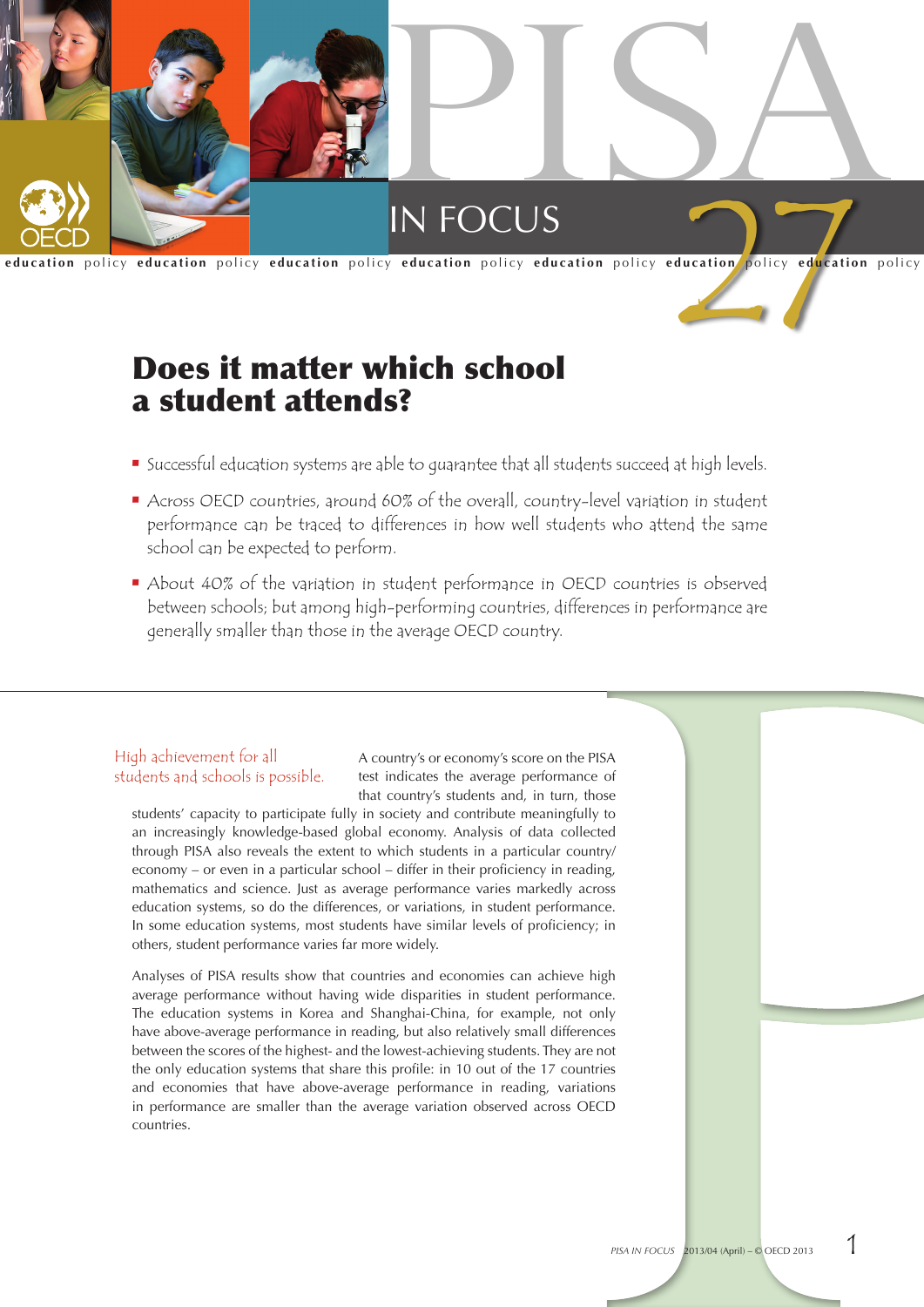# PISA IN FOCUS 27

education policy education policy education policy education policy education policy education policy education policy

## Does it matter which school a student attends?

- Successful education systems are able to guarantee that all students succeed at high levels.
- Across OECD countries, around 60% of the overall, country-level variation in student performance can be traced to differences in how well students who attend the same school can be expected to perform.
- About 40% of the variation in student performance in OECD countries is observed between schools; but among high-performing countries, differences in performance are generally smaller than those in the average OECD country.

*High achievement for all students and schools is possible.*

A country's or economy's score on the PISA test indicates the average performance of that country's students and, in turn, those students' capacity to participate fully in society and contribute meaningfully to an increasingly knowledge-based global economy. Analysis of data collected through PISA also reveals the extent to which students in a particular country/economy – or even in a particular school – differ in their proficiency in reading, mathematics and science. Just as average performance varies markedly across education systems, so do the differences, or variations, in student performance. In some education systems, most students have similar levels of proficiency; in others, student performance varies far more widely.

Analyses of PISA results show that countries and economies can achieve high average performance without having wide disparities in student performance. The education systems in Korea and Shanghai-China, for example, not only have above-average performance in reading, but also relatively small differences between the scores of the highest- and the lowest-achieving students. They are not the only education systems that share this profile: in 10 out of the 17 countries and economies that have above-average performance in reading, variations in performance are smaller than the average variation observed across OECD countries.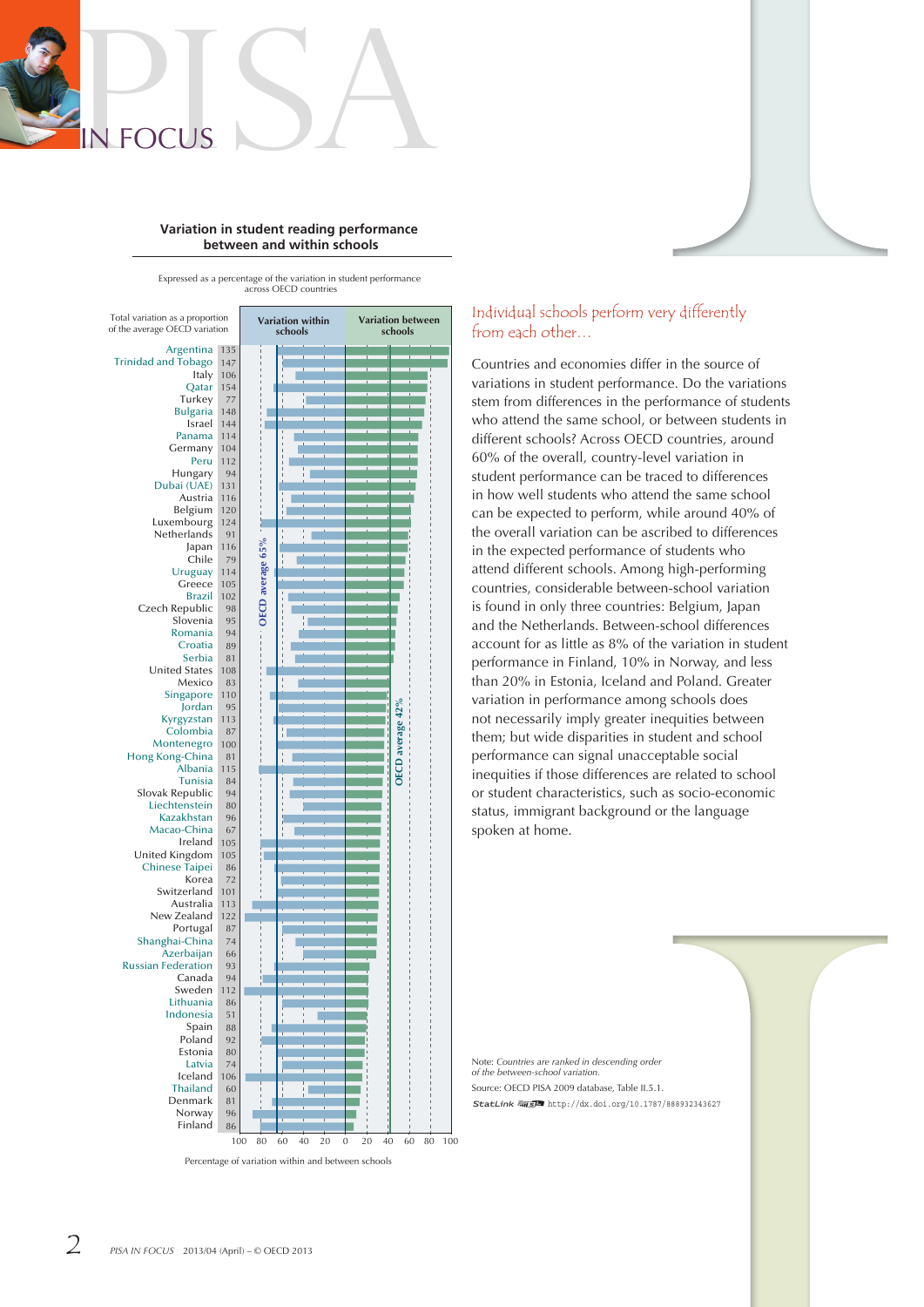**Variation in student reading performance between and within schools**

Expressed as a percentage of the variation in student performance across OECD countries

| Country/economy | Total variation as a proportion of the average OECD variation |
|---|---|
| Argentina | 135 |
| Trinidad and Tobago | 147 |
| Italy | 106 |
| Qatar | 154 |
| Turkey | 77 |
| Bulgaria | 148 |
| Israel | 144 |
| Panama | 114 |
| Germany | 104 |
| Peru | 112 |
| Hungary | 94 |
| Dubai (UAE) | 131 |
| Austria | 116 |
| Belgium | 120 |
| Luxembourg | 124 |
| Netherlands | 91 |
| Japan | 116 |
| Chile | 79 |
| Uruguay | 114 |
| Greece | 105 |
| Brazil | 102 |
| Czech Republic | 98 |
| Slovenia | 95 |
| Romania | 94 |
| Croatia | 89 |
| Serbia | 81 |
| United States | 108 |
| Mexico | 83 |
| Singapore | 110 |
| Jordan | 95 |
| Kyrgyzstan | 113 |
| Colombia | 87 |
| Montenegro | 100 |
| Hong Kong-China | 81 |
| Albania | 115 |
| Tunisia | 84 |
| Slovak Republic | 94 |
| Liechtenstein | 80 |
| Kazakhstan | 96 |
| Macao-China | 67 |
| Ireland | 105 |
| United Kingdom | 105 |
| Chinese Taipei | 86 |
| Korea | 72 |
| Switzerland | 101 |
| Australia | 113 |
| New Zealand | 122 |
| Portugal | 87 |
| Shanghai-China | 74 |
| Azerbaijan | 66 |
| Russian Federation | 93 |
| Canada | 94 |
| Sweden | 112 |
| Lithuania | 86 |
| Indonesia | 51 |
| Spain | 88 |
| Poland | 92 |
| Estonia | 80 |
| Latvia | 74 |
| Iceland | 106 |
| Thailand | 60 |
| Denmark | 81 |
| Norway | 96 |
| Finland | 86 |

Variation within schools (OECD average 65%) | Variation between schools (OECD average 42%)

Percentage of variation within and between schools

Note: *Countries are ranked in descending order of the between-school variation.*

Source: OECD PISA 2009 database, Table II.5.1.

StatLink http://dx.doi.org/10.1787/888932343627

## Individual schools perform very differently from each other...

Countries and economies differ in the source of variations in student performance. Do the variations stem from differences in the performance of students who attend the same school, or between students in different schools? Across OECD countries, around 60% of the overall, country-level variation in student performance can be traced to differences in how well students who attend the same school can be expected to perform, while around 40% of the overall variation can be ascribed to differences in the expected performance of students who attend different schools. Among high-performing countries, considerable between-school variation is found in only three countries: Belgium, Japan and the Netherlands. Between-school differences account for as little as 8% of the variation in student performance in Finland, 10% in Norway, and less than 20% in Estonia, Iceland and Poland. Greater variation in performance among schools does not necessarily imply greater inequities between them; but wide disparities in student and school performance can signal unacceptable social inequities if those differences are related to school or student characteristics, such as socio-economic status, immigrant background or the language spoken at home.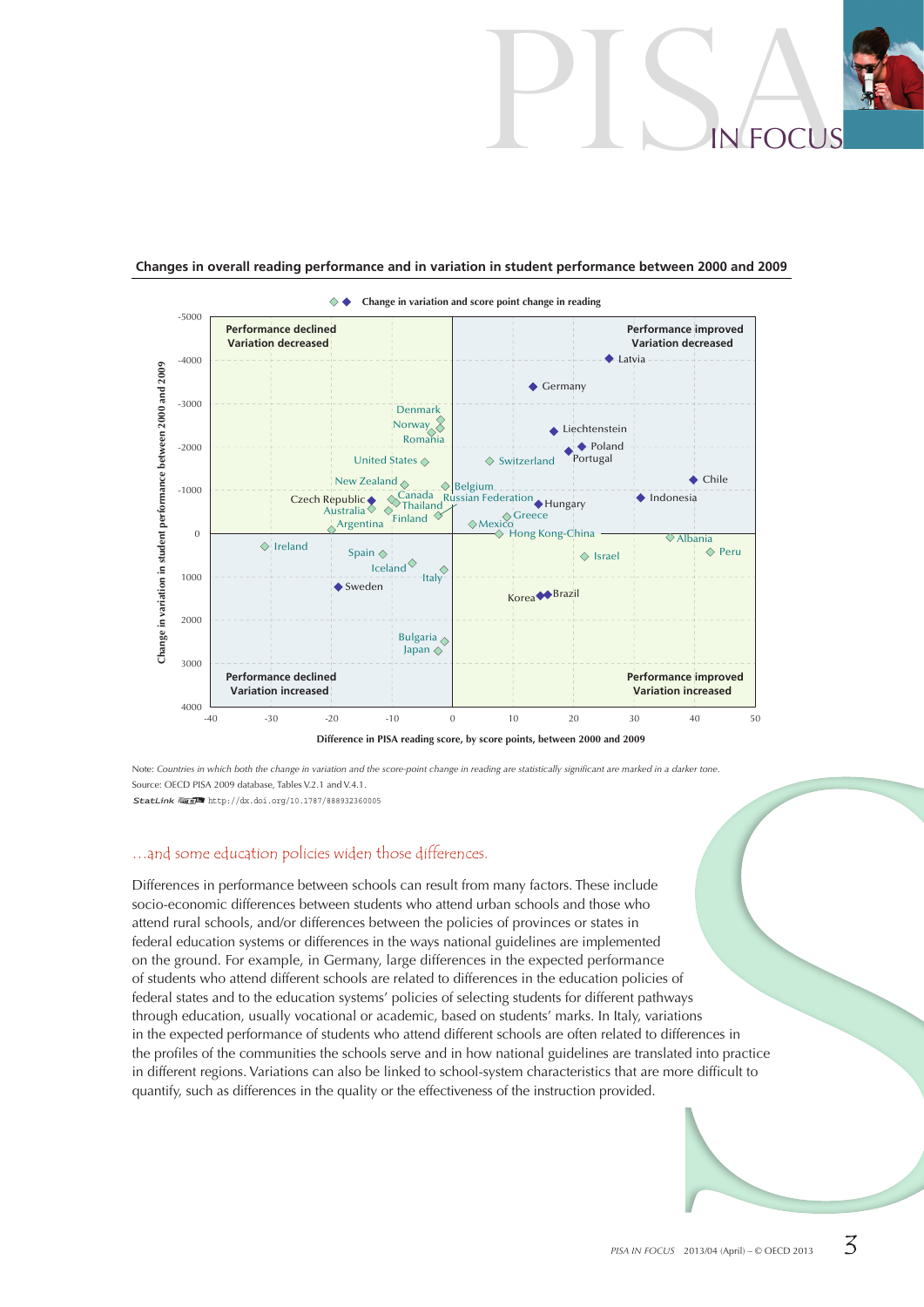### Changes in overall reading performance and in variation in student performance between 2000 and 2009

Change in variation and score point change in reading

| Quadrant | Countries |
|---|---|
| Performance declined, Variation decreased | Denmark, Norway, Romania, United States, New Zealand, Canada, Czech Republic, Australia, Thailand, Finland, Argentina |
| Performance improved, Variation decreased | Latvia, Germany, Liechtenstein, Poland, Portugal, Switzerland, Chile, Belgium, Russian Federation, Hungary, Indonesia, Greece, Mexico, Hong Kong-China, Albania |
| Performance declined, Variation increased | Ireland, Spain, Iceland, Italy, Sweden, Bulgaria, Japan |
| Performance improved, Variation increased | Israel, Peru, Korea, Brazil |

Y-axis: Change in variation in student performance between 2000 and 2009 (from -5000 to 4000)

X-axis: Difference in PISA reading score, by score points, between 2000 and 2009 (from -40 to 50)

Note: *Countries in which both the change in variation and the score-point change in reading are statistically significant are marked in a darker tone.*

Source: OECD PISA 2009 database, Tables V.2.1 and V.4.1.

StatLink http://dx.doi.org/10.1787/888932360005

## …and some education policies widen those differences.

Differences in performance between schools can result from many factors. These include socio-economic differences between students who attend urban schools and those who attend rural schools, and/or differences between the policies of provinces or states in federal education systems or differences in the ways national guidelines are implemented on the ground. For example, in Germany, large differences in the expected performance of students who attend different schools are related to differences in the education policies of federal states and to the education systems' policies of selecting students for different pathways through education, usually vocational or academic, based on students' marks. In Italy, variations in the expected performance of students who attend different schools are often related to differences in the profiles of the communities the schools serve and in how national guidelines are translated into practice in different regions. Variations can also be linked to school-system characteristics that are more difficult to quantify, such as differences in the quality or the effectiveness of the instruction provided.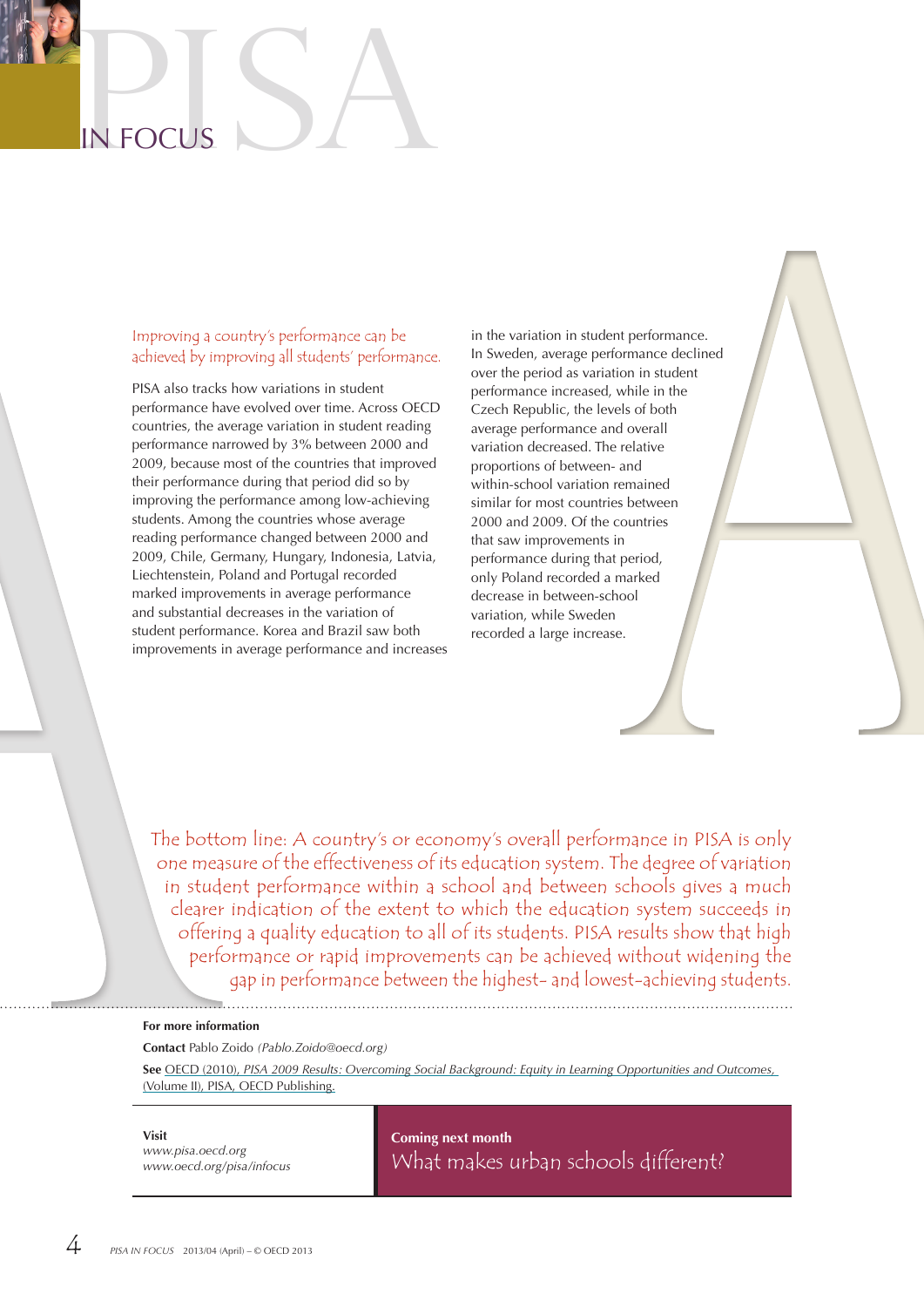Improving a country's performance can be achieved by improving all students' performance.

PISA also tracks how variations in student performance have evolved over time. Across OECD countries, the average variation in student reading performance narrowed by 3% between 2000 and 2009, because most of the countries that improved their performance during that period did so by improving the performance among low-achieving students. Among the countries whose average reading performance changed between 2000 and 2009, Chile, Germany, Hungary, Indonesia, Latvia, Liechtenstein, Poland and Portugal recorded marked improvements in average performance and substantial decreases in the variation of student performance. Korea and Brazil saw both improvements in average performance and increases in the variation in student performance. In Sweden, average performance declined over the period as variation in student performance increased, while in the Czech Republic, the levels of both average performance and overall variation decreased. The relative proportions of between- and within-school variation remained similar for most countries between 2000 and 2009. Of the countries that saw improvements in performance during that period, only Poland recorded a marked decrease in between-school variation, while Sweden recorded a large increase.

The bottom line: A country's or economy's overall performance in PISA is only one measure of the effectiveness of its education system. The degree of variation in student performance within a school and between schools gives a much clearer indication of the extent to which the education system succeeds in offering a quality education to all of its students. PISA results show that high performance or rapid improvements can be achieved without widening the gap in performance between the highest- and lowest-achieving students.

**For more information**

**Contact** Pablo Zoido *(Pablo.Zoido@oecd.org)*

**See** OECD (2010), *PISA 2009 Results: Overcoming Social Background: Equity in Learning Opportunities and Outcomes*, (Volume II), PISA, OECD Publishing.

**Visit**
*www.pisa.oecd.org*
*www.oecd.org/pisa/infocus*

**Coming next month**
What makes urban schools different?